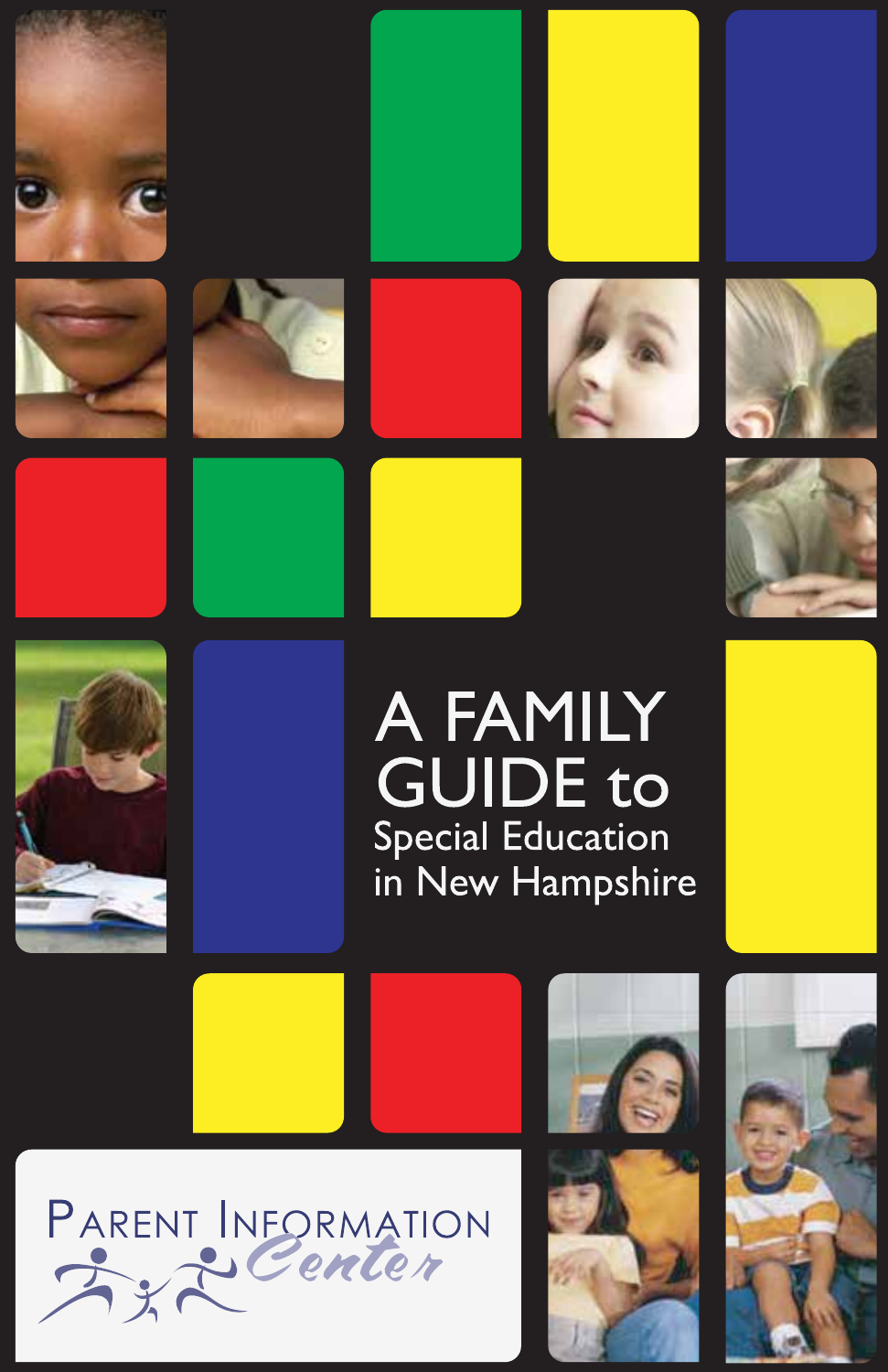# A FAMILY GUIDE to

## Special Education in New Hampshire

Parent Information Center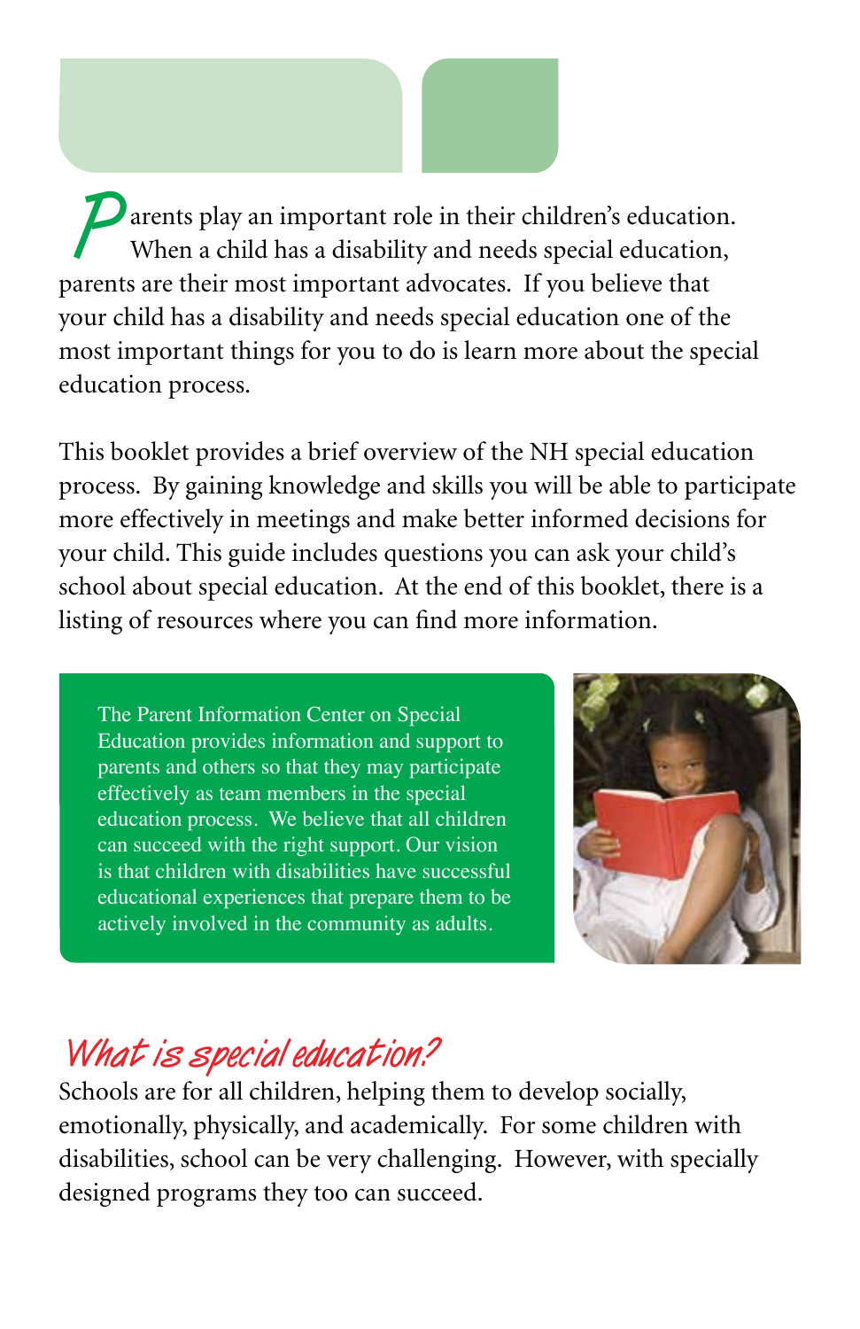Parents play an important role in their children's education. When a child has a disability and needs special education, parents are their most important advocates. If you believe that your child has a disability and needs special education one of the most important things for you to do is learn more about the special education process.

This booklet provides a brief overview of the NH special education process. By gaining knowledge and skills you will be able to participate more effectively in meetings and make better informed decisions for your child. This guide includes questions you can ask your child's school about special education. At the end of this booklet, there is a listing of resources where you can find more information.

The Parent Information Center on Special Education provides information and support to parents and others so that they may participate effectively as team members in the special education process. We believe that all children can succeed with the right support. Our vision is that children with disabilities have successful educational experiences that prepare them to be actively involved in the community as adults.

## What is special education?

Schools are for all children, helping them to develop socially, emotionally, physically, and academically. For some children with disabilities, school can be very challenging. However, with specially designed programs they too can succeed.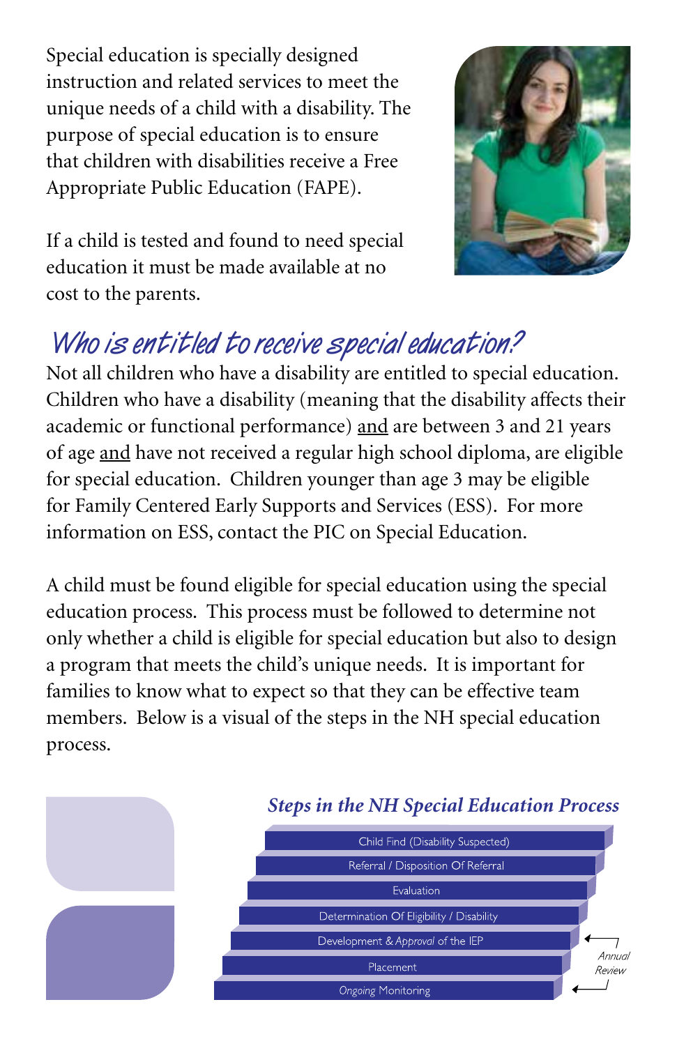Special education is specially designed instruction and related services to meet the unique needs of a child with a disability. The purpose of special education is to ensure that children with disabilities receive a Free Appropriate Public Education (FAPE).

If a child is tested and found to need special education it must be made available at no cost to the parents.

## Who is entitled to receive special education?

Not all children who have a disability are entitled to special education. Children who have a disability (meaning that the disability affects their academic or functional performance) <u>and</u> are between 3 and 21 years of age <u>and</u> have not received a regular high school diploma, are eligible for special education. Children younger than age 3 may be eligible for Family Centered Early Supports and Services (ESS). For more information on ESS, contact the PIC on Special Education.

A child must be found eligible for special education using the special education process. This process must be followed to determine not only whether a child is eligible for special education but also to design a program that meets the child's unique needs. It is important for families to know what to expect so that they can be effective team members. Below is a visual of the steps in the NH special education process.

### *Steps in the NH Special Education Process*

- Child Find (Disability Suspected)
- Referral / Disposition Of Referral
- Evaluation
- Determination Of Eligibility / Disability
- Development & *Approval* of the IEP
- Placement
- *Ongoing* Monitoring

*Annual Review*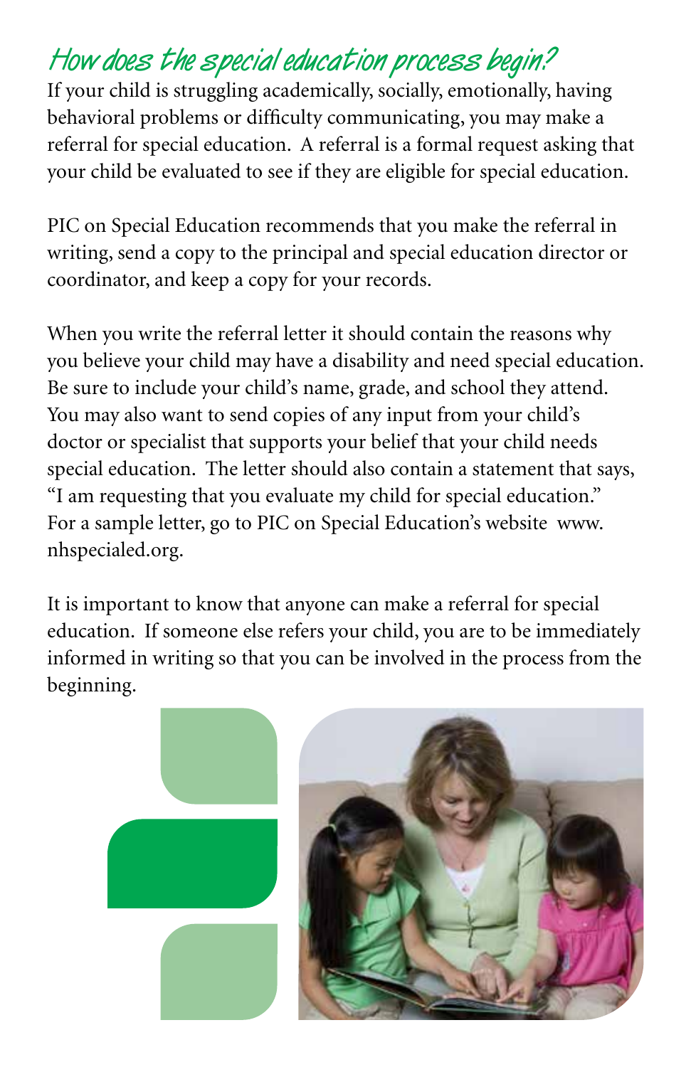## How does the special education process begin?

If your child is struggling academically, socially, emotionally, having behavioral problems or difficulty communicating, you may make a referral for special education. A referral is a formal request asking that your child be evaluated to see if they are eligible for special education.

PIC on Special Education recommends that you make the referral in writing, send a copy to the principal and special education director or coordinator, and keep a copy for your records.

When you write the referral letter it should contain the reasons why you believe your child may have a disability and need special education. Be sure to include your child's name, grade, and school they attend. You may also want to send copies of any input from your child's doctor or specialist that supports your belief that your child needs special education. The letter should also contain a statement that says, "I am requesting that you evaluate my child for special education." For a sample letter, go to PIC on Special Education's website www.nhspecialed.org.

It is important to know that anyone can make a referral for special education. If someone else refers your child, you are to be immediately informed in writing so that you can be involved in the process from the beginning.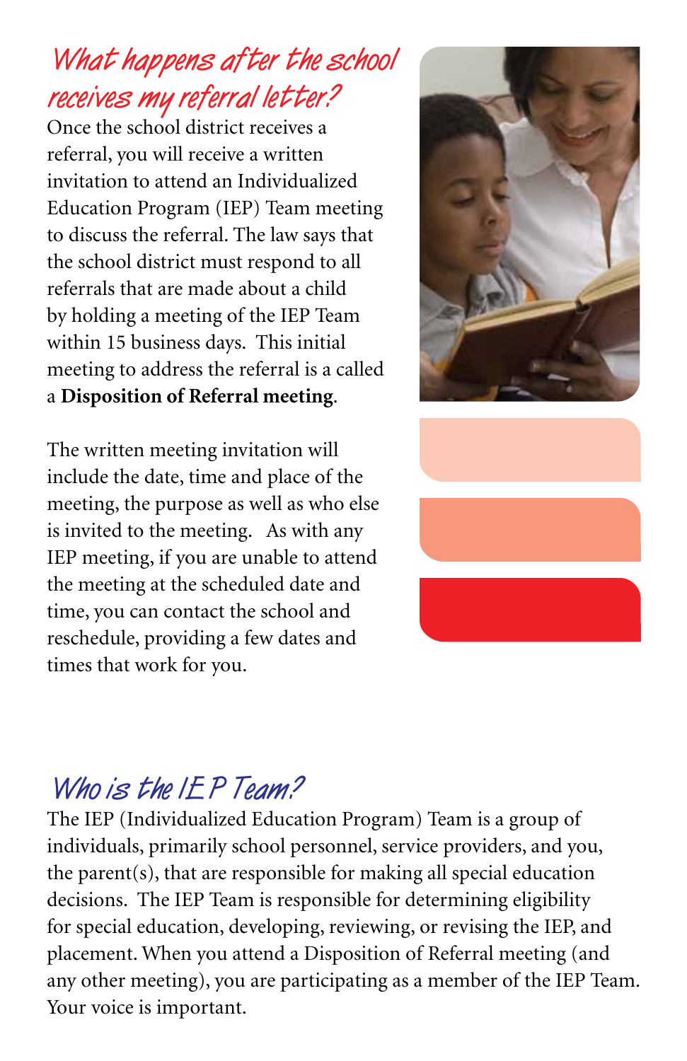## What happens after the school receives my referral letter?

Once the school district receives a referral, you will receive a written invitation to attend an Individualized Education Program (IEP) Team meeting to discuss the referral. The law says that the school district must respond to all referrals that are made about a child by holding a meeting of the IEP Team within 15 business days. This initial meeting to address the referral is a called a **Disposition of Referral meeting**.

The written meeting invitation will include the date, time and place of the meeting, the purpose as well as who else is invited to the meeting. As with any IEP meeting, if you are unable to attend the meeting at the scheduled date and time, you can contact the school and reschedule, providing a few dates and times that work for you.

## Who is the IEP Team?

The IEP (Individualized Education Program) Team is a group of individuals, primarily school personnel, service providers, and you, the parent(s), that are responsible for making all special education decisions. The IEP Team is responsible for determining eligibility for special education, developing, reviewing, or revising the IEP, and placement. When you attend a Disposition of Referral meeting (and any other meeting), you are participating as a member of the IEP Team. Your voice is important.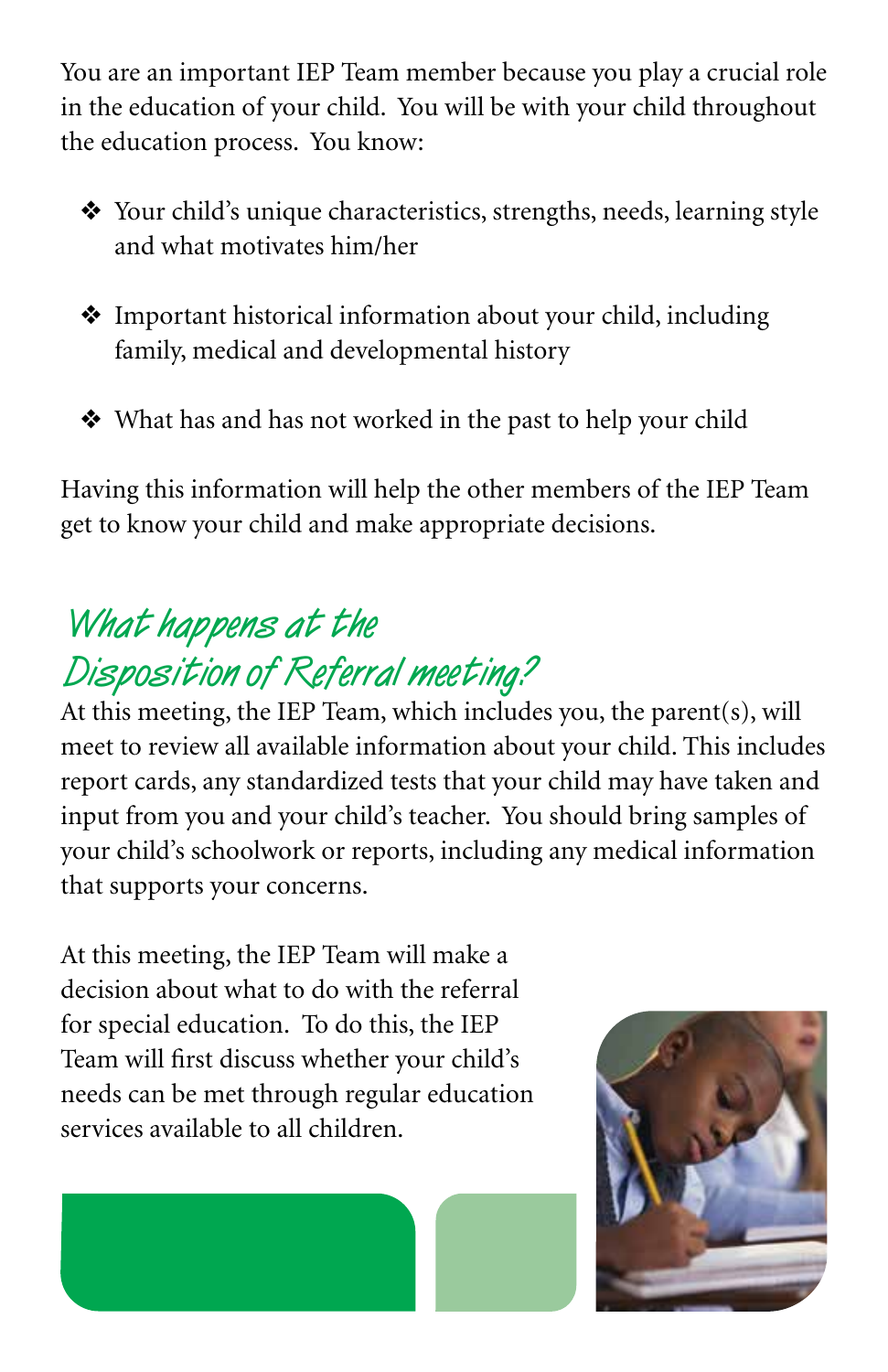You are an important IEP Team member because you play a crucial role in the education of your child. You will be with your child throughout the education process. You know:

- Your child's unique characteristics, strengths, needs, learning style and what motivates him/her
- Important historical information about your child, including family, medical and developmental history
- What has and has not worked in the past to help your child

Having this information will help the other members of the IEP Team get to know your child and make appropriate decisions.

## What happens at the Disposition of Referral meeting?

At this meeting, the IEP Team, which includes you, the parent(s), will meet to review all available information about your child. This includes report cards, any standardized tests that your child may have taken and input from you and your child's teacher. You should bring samples of your child's schoolwork or reports, including any medical information that supports your concerns.

At this meeting, the IEP Team will make a decision about what to do with the referral for special education. To do this, the IEP Team will first discuss whether your child's needs can be met through regular education services available to all children.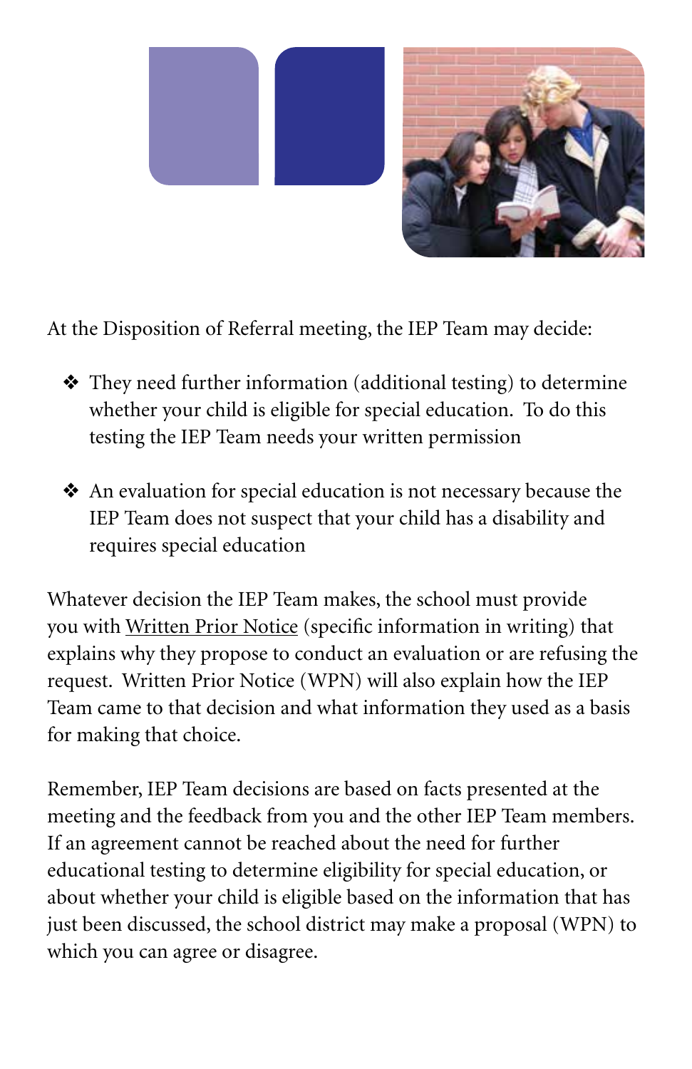At the Disposition of Referral meeting, the IEP Team may decide:

- ❖ They need further information (additional testing) to determine whether your child is eligible for special education. To do this testing the IEP Team needs your written permission
- ❖ An evaluation for special education is not necessary because the IEP Team does not suspect that your child has a disability and requires special education

Whatever decision the IEP Team makes, the school must provide you with Written Prior Notice (specific information in writing) that explains why they propose to conduct an evaluation or are refusing the request. Written Prior Notice (WPN) will also explain how the IEP Team came to that decision and what information they used as a basis for making that choice.

Remember, IEP Team decisions are based on facts presented at the meeting and the feedback from you and the other IEP Team members. If an agreement cannot be reached about the need for further educational testing to determine eligibility for special education, or about whether your child is eligible based on the information that has just been discussed, the school district may make a proposal (WPN) to which you can agree or disagree.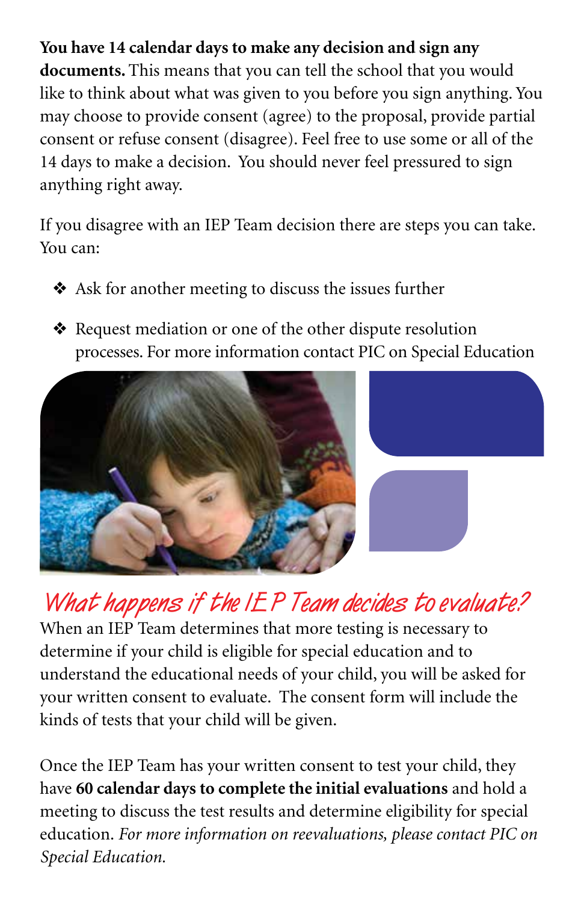**You have 14 calendar days to make any decision and sign any documents.** This means that you can tell the school that you would like to think about what was given to you before you sign anything. You may choose to provide consent (agree) to the proposal, provide partial consent or refuse consent (disagree). Feel free to use some or all of the 14 days to make a decision. You should never feel pressured to sign anything right away.

If you disagree with an IEP Team decision there are steps you can take. You can:

- Ask for another meeting to discuss the issues further
- Request mediation or one of the other dispute resolution processes. For more information contact PIC on Special Education

## *What happens if the IEP Team decides to evaluate?*

When an IEP Team determines that more testing is necessary to determine if your child is eligible for special education and to understand the educational needs of your child, you will be asked for your written consent to evaluate. The consent form will include the kinds of tests that your child will be given.

Once the IEP Team has your written consent to test your child, they have **60 calendar days to complete the initial evaluations** and hold a meeting to discuss the test results and determine eligibility for special education. *For more information on reevaluations, please contact PIC on Special Education.*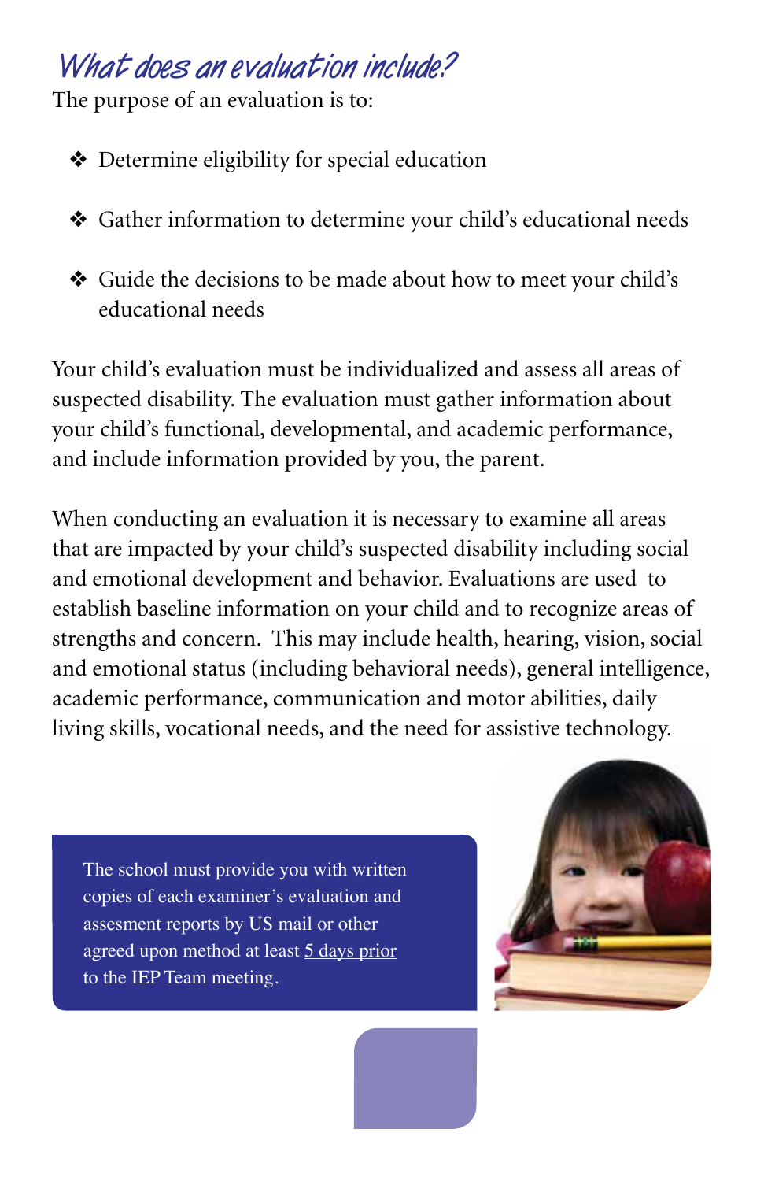## What does an evaluation include?

The purpose of an evaluation is to:

- Determine eligibility for special education
- Gather information to determine your child's educational needs
- Guide the decisions to be made about how to meet your child's educational needs

Your child's evaluation must be individualized and assess all areas of suspected disability. The evaluation must gather information about your child's functional, developmental, and academic performance, and include information provided by you, the parent.

When conducting an evaluation it is necessary to examine all areas that are impacted by your child's suspected disability including social and emotional development and behavior. Evaluations are used to establish baseline information on your child and to recognize areas of strengths and concern. This may include health, hearing, vision, social and emotional status (including behavioral needs), general intelligence, academic performance, communication and motor abilities, daily living skills, vocational needs, and the need for assistive technology.

The school must provide you with written copies of each examiner's evaluation and assesment reports by US mail or other agreed upon method at least 5 days prior to the IEP Team meeting.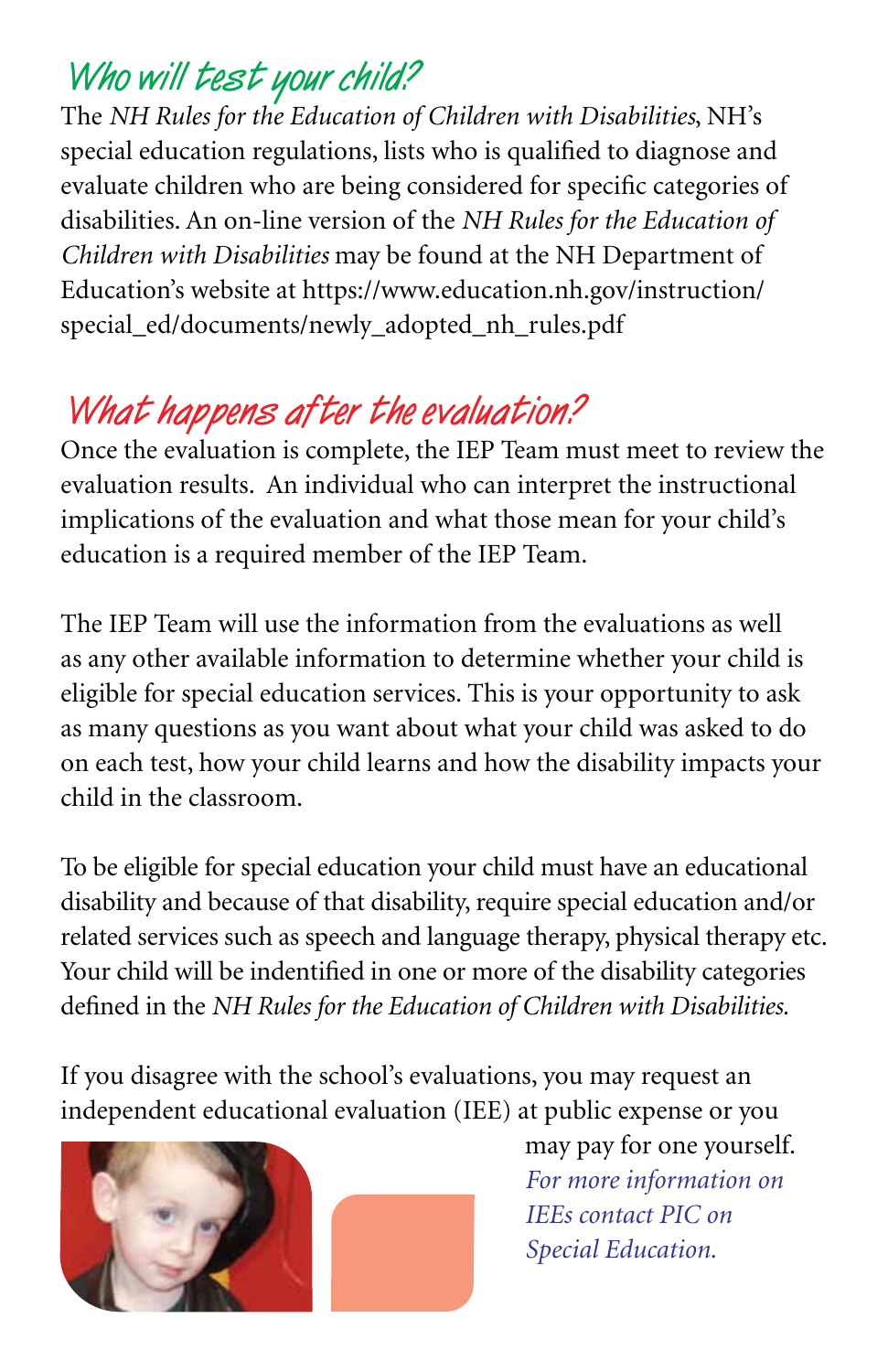## *Who will test your child?*

The *NH Rules for the Education of Children with Disabilities*, NH's special education regulations, lists who is qualified to diagnose and evaluate children who are being considered for specific categories of disabilities. An on-line version of the *NH Rules for the Education of Children with Disabilities* may be found at the NH Department of Education's website at https://www.education.nh.gov/instruction/special_ed/documents/newly_adopted_nh_rules.pdf

## *What happens after the evaluation?*

Once the evaluation is complete, the IEP Team must meet to review the evaluation results. An individual who can interpret the instructional implications of the evaluation and what those mean for your child's education is a required member of the IEP Team.

The IEP Team will use the information from the evaluations as well as any other available information to determine whether your child is eligible for special education services. This is your opportunity to ask as many questions as you want about what your child was asked to do on each test, how your child learns and how the disability impacts your child in the classroom.

To be eligible for special education your child must have an educational disability and because of that disability, require special education and/or related services such as speech and language therapy, physical therapy etc. Your child will be indentified in one or more of the disability categories defined in the *NH Rules for the Education of Children with Disabilities.*

If you disagree with the school's evaluations, you may request an independent educational evaluation (IEE) at public expense or you may pay for one yourself. *For more information on IEEs contact PIC on Special Education.*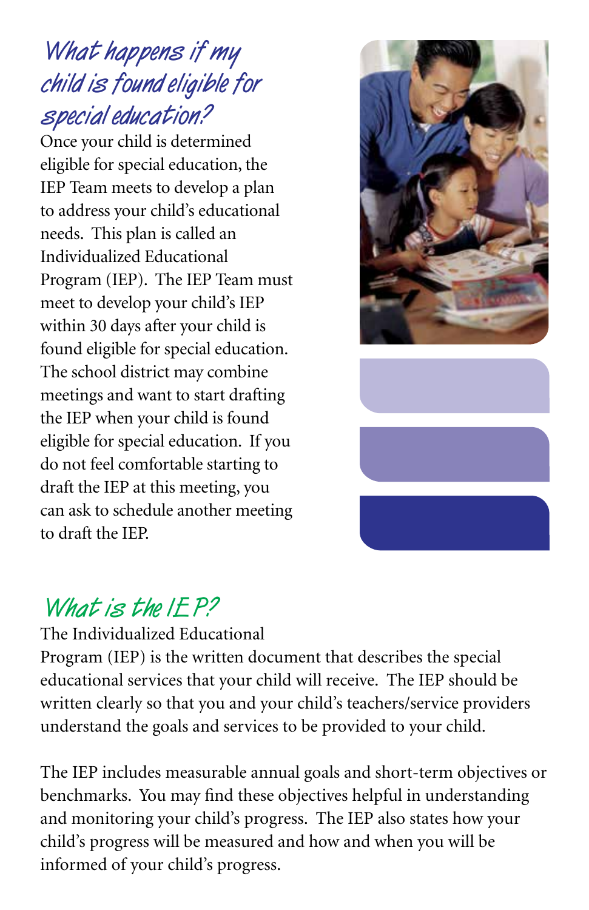## What happens if my child is found eligible for special education?

Once your child is determined eligible for special education, the IEP Team meets to develop a plan to address your child's educational needs. This plan is called an Individualized Educational Program (IEP). The IEP Team must meet to develop your child's IEP within 30 days after your child is found eligible for special education. The school district may combine meetings and want to start drafting the IEP when your child is found eligible for special education. If you do not feel comfortable starting to draft the IEP at this meeting, you can ask to schedule another meeting to draft the IEP.

## What is the IEP?

The Individualized Educational Program (IEP) is the written document that describes the special educational services that your child will receive. The IEP should be written clearly so that you and your child's teachers/service providers understand the goals and services to be provided to your child.

The IEP includes measurable annual goals and short-term objectives or benchmarks. You may find these objectives helpful in understanding and monitoring your child's progress. The IEP also states how your child's progress will be measured and how and when you will be informed of your child's progress.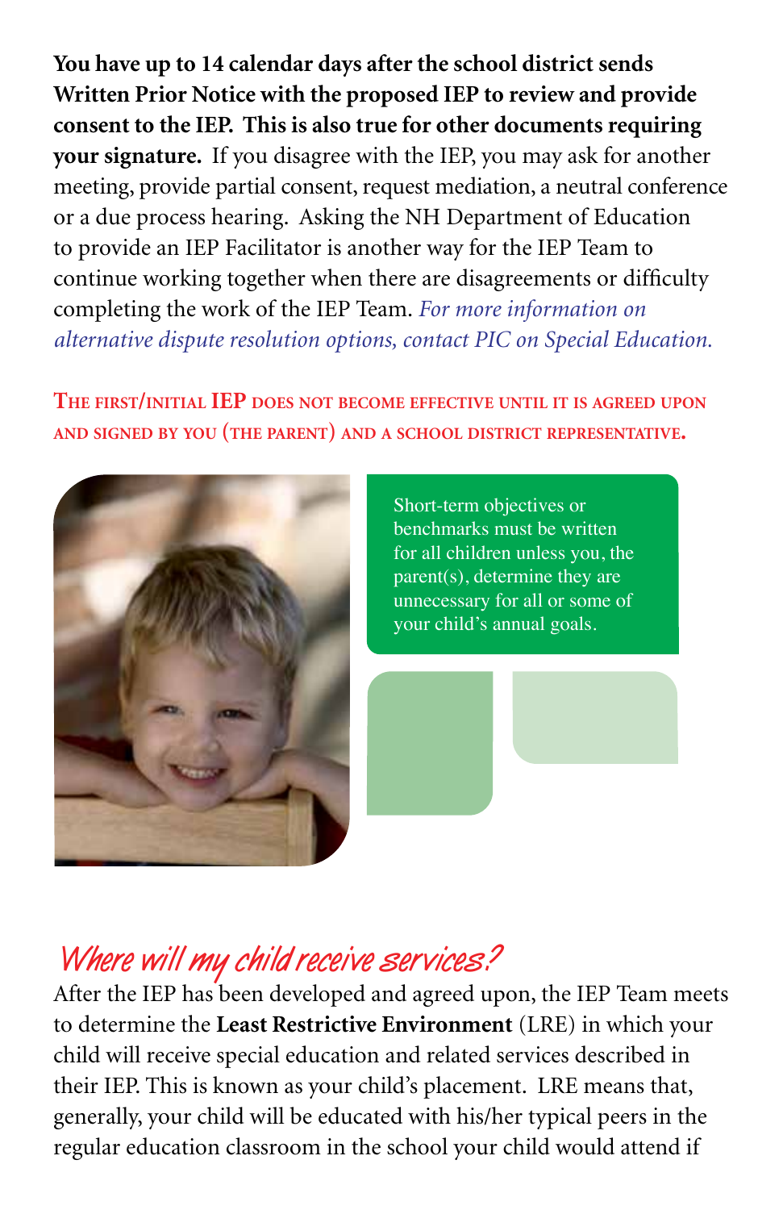**You have up to 14 calendar days after the school district sends Written Prior Notice with the proposed IEP to review and provide consent to the IEP. This is also true for other documents requiring your signature.** If you disagree with the IEP, you may ask for another meeting, provide partial consent, request mediation, a neutral conference or a due process hearing. Asking the NH Department of Education to provide an IEP Facilitator is another way for the IEP Team to continue working together when there are disagreements or difficulty completing the work of the IEP Team. *For more information on alternative dispute resolution options, contact PIC on Special Education.*

**THE FIRST/INITIAL IEP DOES NOT BECOME EFFECTIVE UNTIL IT IS AGREED UPON AND SIGNED BY YOU (THE PARENT) AND A SCHOOL DISTRICT REPRESENTATIVE.**

Short-term objectives or benchmarks must be written for all children unless you, the parent(s), determine they are unnecessary for all or some of your child's annual goals.

## *Where will my child receive services?*

After the IEP has been developed and agreed upon, the IEP Team meets to determine the **Least Restrictive Environment** (LRE) in which your child will receive special education and related services described in their IEP. This is known as your child's placement. LRE means that, generally, your child will be educated with his/her typical peers in the regular education classroom in the school your child would attend if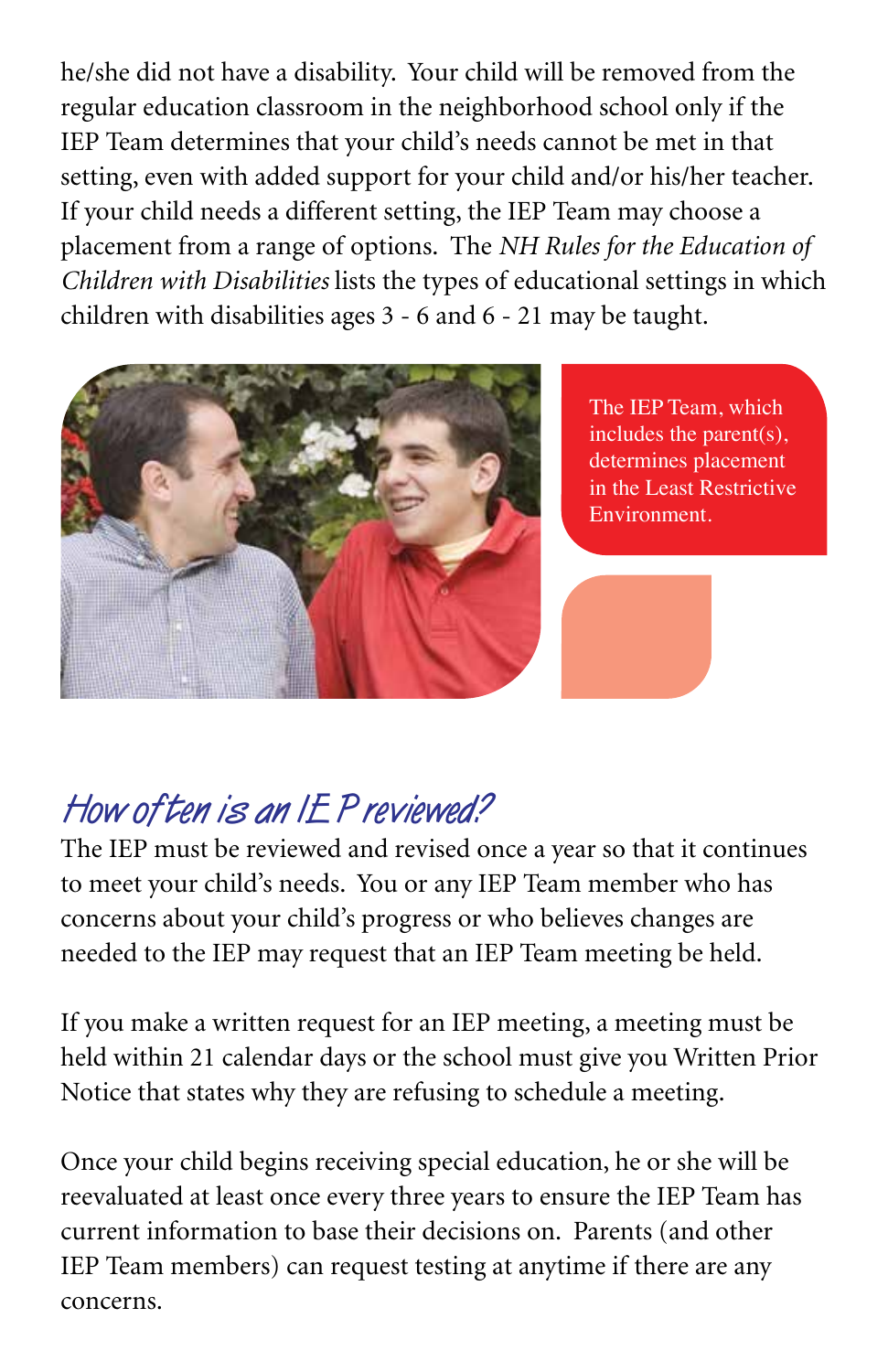he/she did not have a disability. Your child will be removed from the regular education classroom in the neighborhood school only if the IEP Team determines that your child's needs cannot be met in that setting, even with added support for your child and/or his/her teacher. If your child needs a different setting, the IEP Team may choose a placement from a range of options. The *NH Rules for the Education of Children with Disabilities* lists the types of educational settings in which children with disabilities ages 3 - 6 and 6 - 21 may be taught.

The IEP Team, which includes the parent(s), determines placement in the Least Restrictive Environment.

## How often is an IEP reviewed?

The IEP must be reviewed and revised once a year so that it continues to meet your child's needs. You or any IEP Team member who has concerns about your child's progress or who believes changes are needed to the IEP may request that an IEP Team meeting be held.

If you make a written request for an IEP meeting, a meeting must be held within 21 calendar days or the school must give you Written Prior Notice that states why they are refusing to schedule a meeting.

Once your child begins receiving special education, he or she will be reevaluated at least once every three years to ensure the IEP Team has current information to base their decisions on. Parents (and other IEP Team members) can request testing at anytime if there are any concerns.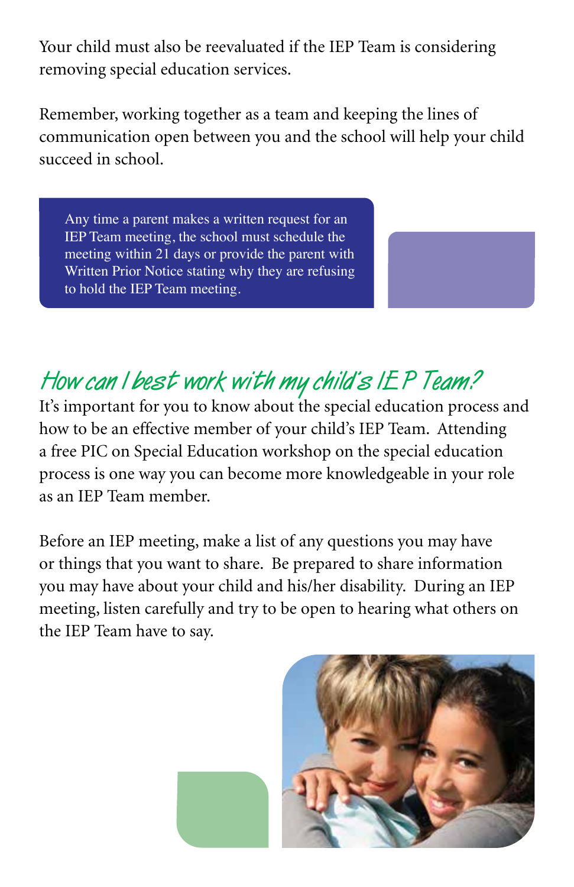Your child must also be reevaluated if the IEP Team is considering removing special education services.

Remember, working together as a team and keeping the lines of communication open between you and the school will help your child succeed in school.

> Any time a parent makes a written request for an IEP Team meeting, the school must schedule the meeting within 21 days or provide the parent with Written Prior Notice stating why they are refusing to hold the IEP Team meeting.

## How can I best work with my child's IEP Team?

It's important for you to know about the special education process and how to be an effective member of your child's IEP Team. Attending a free PIC on Special Education workshop on the special education process is one way you can become more knowledgeable in your role as an IEP Team member.

Before an IEP meeting, make a list of any questions you may have or things that you want to share. Be prepared to share information you may have about your child and his/her disability. During an IEP meeting, listen carefully and try to be open to hearing what others on the IEP Team have to say.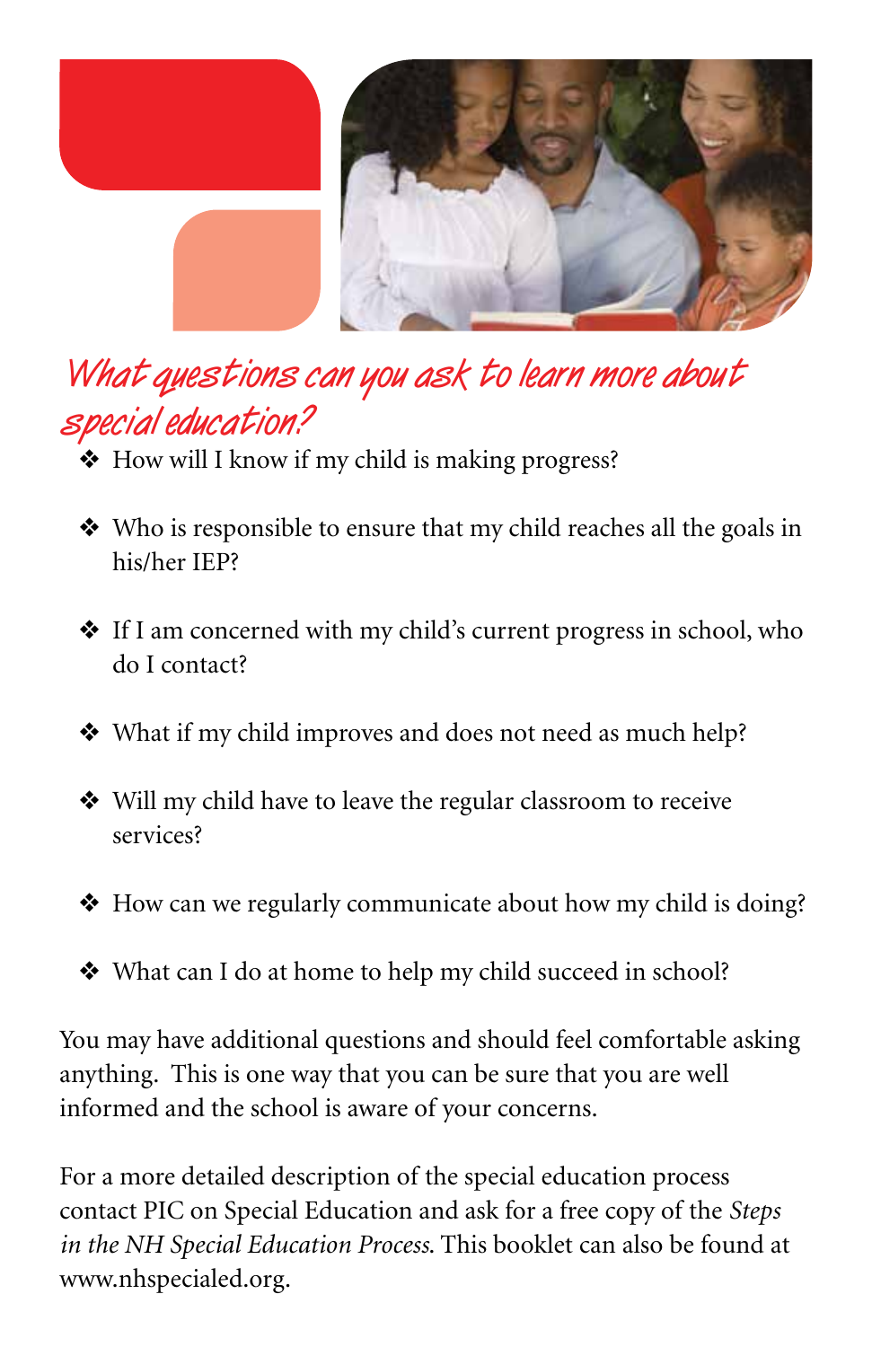## *What questions can you ask to learn more about special education?*

- How will I know if my child is making progress?
- Who is responsible to ensure that my child reaches all the goals in his/her IEP?
- If I am concerned with my child's current progress in school, who do I contact?
- What if my child improves and does not need as much help?
- Will my child have to leave the regular classroom to receive services?
- How can we regularly communicate about how my child is doing?
- What can I do at home to help my child succeed in school?

You may have additional questions and should feel comfortable asking anything. This is one way that you can be sure that you are well informed and the school is aware of your concerns.

For a more detailed description of the special education process contact PIC on Special Education and ask for a free copy of the *Steps in the NH Special Education Process*. This booklet can also be found at www.nhspecialed.org.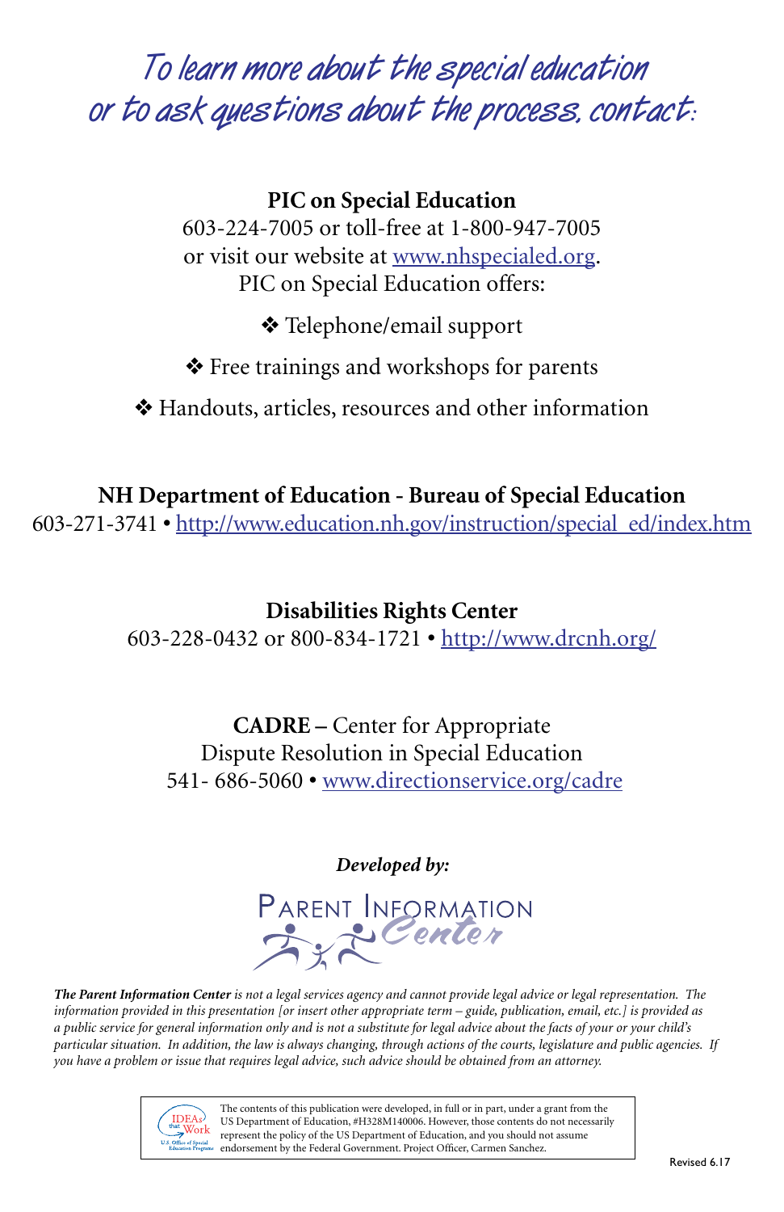# To learn more about the special education or to ask questions about the process, contact:

**PIC on Special Education**
603-224-7005 or toll-free at 1-800-947-7005
or visit our website at www.nhspecialed.org.
PIC on Special Education offers:

❖ Telephone/email support

❖ Free trainings and workshops for parents

❖ Handouts, articles, resources and other information

**NH Department of Education - Bureau of Special Education**
603-271-3741 • http://www.education.nh.gov/instruction/special_ed/index.htm

**Disabilities Rights Center**
603-228-0432 or 800-834-1721 • http://www.drcnh.org/

**CADRE –** Center for Appropriate Dispute Resolution in Special Education
541- 686-5060 • www.directionservice.org/cadre

***Developed by:***

Parent Information Center

***The Parent Information Center** is not a legal services agency and cannot provide legal advice or legal representation. The information provided in this presentation [or insert other appropriate term – guide, publication, email, etc.] is provided as a public service for general information only and is not a substitute for legal advice about the facts of your or your child's particular situation. In addition, the law is always changing, through actions of the courts, legislature and public agencies. If you have a problem or issue that requires legal advice, such advice should be obtained from an attorney.*

IDEAs that Work — U.S. Office of Special Education Programs

The contents of this publication were developed, in full or in part, under a grant from the US Department of Education, #H328M140006. However, those contents do not necessarily represent the policy of the US Department of Education, and you should not assume endorsement by the Federal Government. Project Officer, Carmen Sanchez.

Revised 6.17